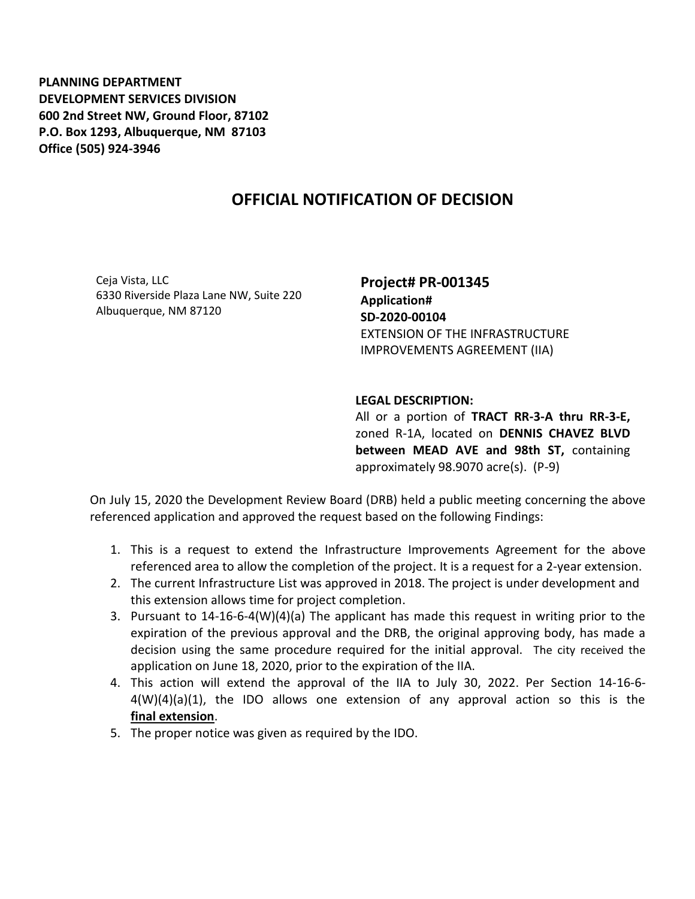**PLANNING DEPARTMENT**
**DEVELOPMENT SERVICES DIVISION**
**600 2nd Street NW, Ground Floor, 87102**
**P.O. Box 1293, Albuquerque, NM 87103**
**Office (505) 924-3946**

# OFFICIAL NOTIFICATION OF DECISION

Ceja Vista, LLC
6330 Riverside Plaza Lane NW, Suite 220
Albuquerque, NM 87120

**Project# PR-001345**
**Application#**
**SD-2020-00104**
EXTENSION OF THE INFRASTRUCTURE IMPROVEMENTS AGREEMENT (IIA)

**LEGAL DESCRIPTION:**
All or a portion of **TRACT RR-3-A thru RR-3-E,** zoned R-1A, located on **DENNIS CHAVEZ BLVD between MEAD AVE and 98th ST,** containing approximately 98.9070 acre(s). (P-9)

On July 15, 2020 the Development Review Board (DRB) held a public meeting concerning the above referenced application and approved the request based on the following Findings:

1. This is a request to extend the Infrastructure Improvements Agreement for the above referenced area to allow the completion of the project. It is a request for a 2-year extension.
2. The current Infrastructure List was approved in 2018. The project is under development and this extension allows time for project completion.
3. Pursuant to 14-16-6-4(W)(4)(a) The applicant has made this request in writing prior to the expiration of the previous approval and the DRB, the original approving body, has made a decision using the same procedure required for the initial approval. The city received the application on June 18, 2020, prior to the expiration of the IIA.
4. This action will extend the approval of the IIA to July 30, 2022. Per Section 14-16-6-4(W)(4)(a)(1), the IDO allows one extension of any approval action so this is the **final extension**.
5. The proper notice was given as required by the IDO.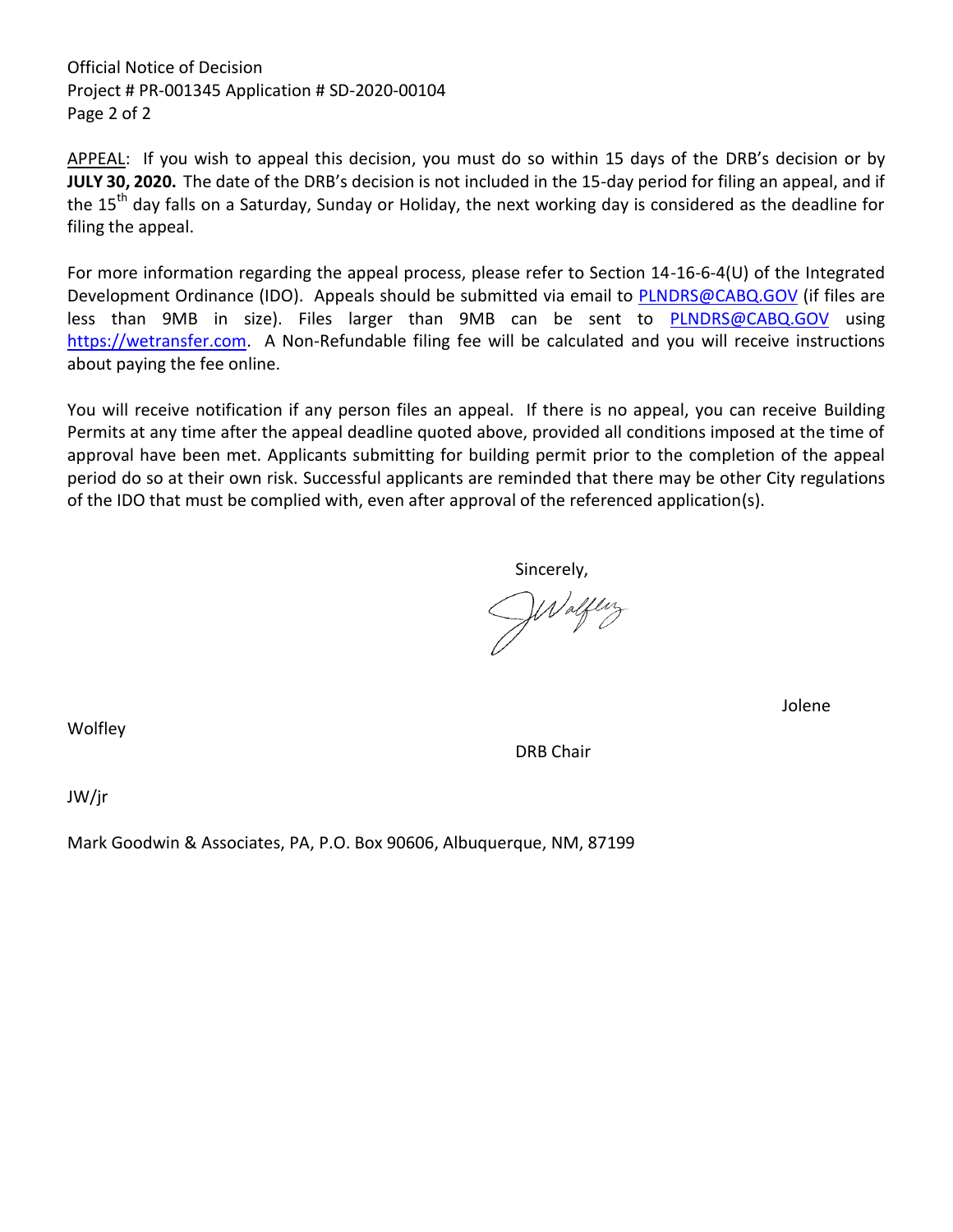APPEAL: If you wish to appeal this decision, you must do so within 15 days of the DRB's decision or by **JULY 30, 2020.** The date of the DRB's decision is not included in the 15-day period for filing an appeal, and if the 15th day falls on a Saturday, Sunday or Holiday, the next working day is considered as the deadline for filing the appeal.

For more information regarding the appeal process, please refer to Section 14-16-6-4(U) of the Integrated Development Ordinance (IDO). Appeals should be submitted via email to PLNDRS@CABQ.GOV (if files are less than 9MB in size). Files larger than 9MB can be sent to PLNDRS@CABQ.GOV using https://wetransfer.com. A Non-Refundable filing fee will be calculated and you will receive instructions about paying the fee online.

You will receive notification if any person files an appeal. If there is no appeal, you can receive Building Permits at any time after the appeal deadline quoted above, provided all conditions imposed at the time of approval have been met. Applicants submitting for building permit prior to the completion of the appeal period do so at their own risk. Successful applicants are reminded that there may be other City regulations of the IDO that must be complied with, even after approval of the referenced application(s).

Sincerely,

Jolene Wolfley
DRB Chair

JW/jr

Mark Goodwin & Associates, PA, P.O. Box 90606, Albuquerque, NM, 87199